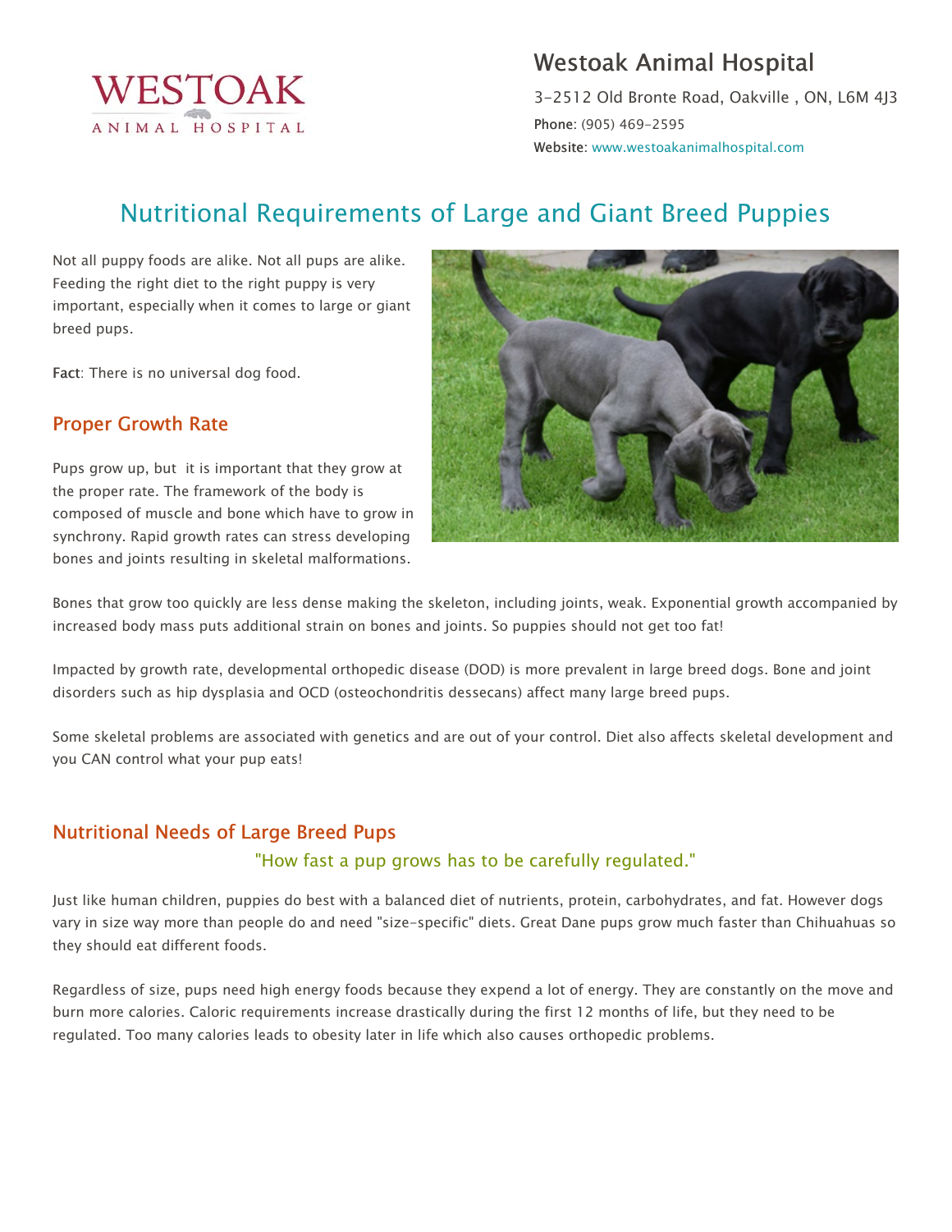# Westoak Animal Hospital

3-2512 Old Bronte Road, Oakville , ON, L6M 4J3

**Phone**: (905) 469-2595

**Website**: www.westoakanimalhospital.com

## Nutritional Requirements of Large and Giant Breed Puppies

Not all puppy foods are alike. Not all pups are alike. Feeding the right diet to the right puppy is very important, especially when it comes to large or giant breed pups.

**Fact**: There is no universal dog food.

### Proper Growth Rate

Pups grow up, but it is important that they grow at the proper rate. The framework of the body is composed of muscle and bone which have to grow in synchrony. Rapid growth rates can stress developing bones and joints resulting in skeletal malformations.

Bones that grow too quickly are less dense making the skeleton, including joints, weak. Exponential growth accompanied by increased body mass puts additional strain on bones and joints. So puppies should not get too fat!

Impacted by growth rate, developmental orthopedic disease (DOD) is more prevalent in large breed dogs. Bone and joint disorders such as hip dysplasia and OCD (osteochondritis dessecans) affect many large breed pups.

Some skeletal problems are associated with genetics and are out of your control. Diet also affects skeletal development and you CAN control what your pup eats!

### Nutritional Needs of Large Breed Pups

"How fast a pup grows has to be carefully regulated."

Just like human children, puppies do best with a balanced diet of nutrients, protein, carbohydrates, and fat. However dogs vary in size way more than people do and need "size-specific" diets. Great Dane pups grow much faster than Chihuahuas so they should eat different foods.

Regardless of size, pups need high energy foods because they expend a lot of energy. They are constantly on the move and burn more calories. Caloric requirements increase drastically during the first 12 months of life, but they need to be regulated. Too many calories leads to obesity later in life which also causes orthopedic problems.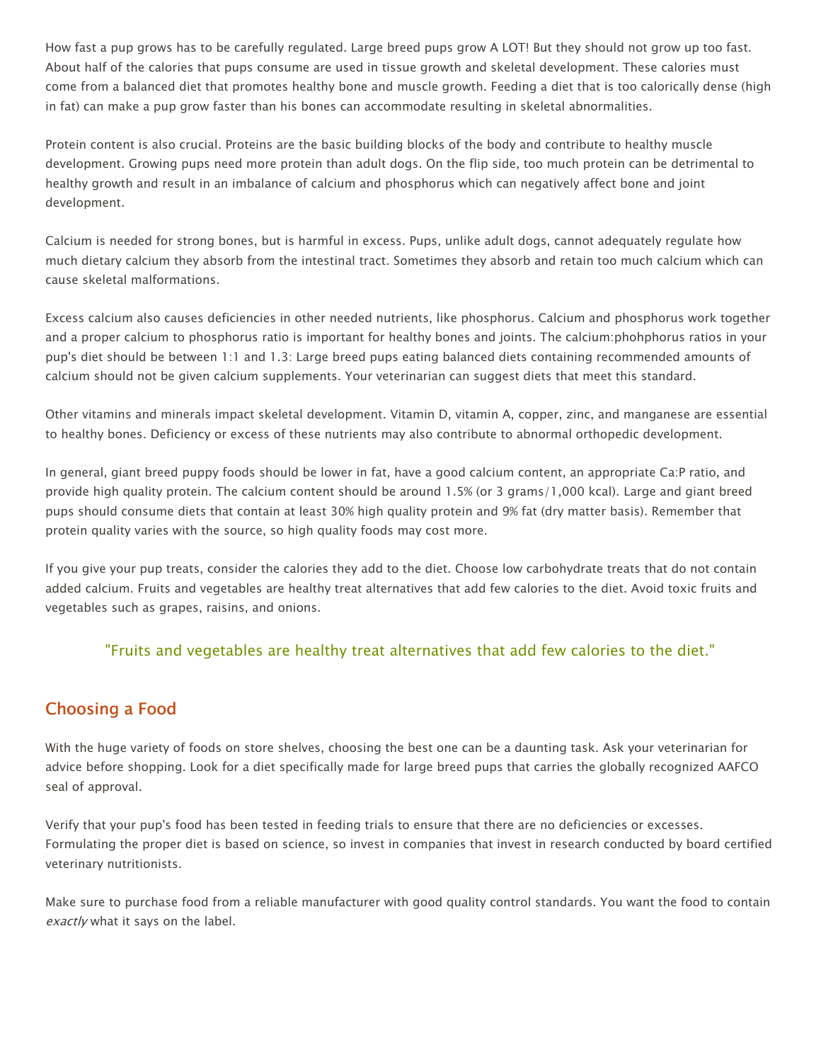How fast a pup grows has to be carefully regulated. Large breed pups grow A LOT! But they should not grow up too fast. About half of the calories that pups consume are used in tissue growth and skeletal development. These calories must come from a balanced diet that promotes healthy bone and muscle growth. Feeding a diet that is too calorically dense (high in fat) can make a pup grow faster than his bones can accommodate resulting in skeletal abnormalities.

Protein content is also crucial. Proteins are the basic building blocks of the body and contribute to healthy muscle development. Growing pups need more protein than adult dogs. On the flip side, too much protein can be detrimental to healthy growth and result in an imbalance of calcium and phosphorus which can negatively affect bone and joint development.

Calcium is needed for strong bones, but is harmful in excess. Pups, unlike adult dogs, cannot adequately regulate how much dietary calcium they absorb from the intestinal tract. Sometimes they absorb and retain too much calcium which can cause skeletal malformations.

Excess calcium also causes deficiencies in other needed nutrients, like phosphorus. Calcium and phosphorus work together and a proper calcium to phosphorus ratio is important for healthy bones and joints. The calcium:phohphorus ratios in your pup's diet should be between 1:1 and 1.3: Large breed pups eating balanced diets containing recommended amounts of calcium should not be given calcium supplements. Your veterinarian can suggest diets that meet this standard.

Other vitamins and minerals impact skeletal development. Vitamin D, vitamin A, copper, zinc, and manganese are essential to healthy bones. Deficiency or excess of these nutrients may also contribute to abnormal orthopedic development.

In general, giant breed puppy foods should be lower in fat, have a good calcium content, an appropriate Ca:P ratio, and provide high quality protein. The calcium content should be around 1.5% (or 3 grams/1,000 kcal). Large and giant breed pups should consume diets that contain at least 30% high quality protein and 9% fat (dry matter basis). Remember that protein quality varies with the source, so high quality foods may cost more.

If you give your pup treats, consider the calories they add to the diet. Choose low carbohydrate treats that do not contain added calcium. Fruits and vegetables are healthy treat alternatives that add few calories to the diet. Avoid toxic fruits and vegetables such as grapes, raisins, and onions.

> "Fruits and vegetables are healthy treat alternatives that add few calories to the diet."

## Choosing a Food

With the huge variety of foods on store shelves, choosing the best one can be a daunting task. Ask your veterinarian for advice before shopping. Look for a diet specifically made for large breed pups that carries the globally recognized AAFCO seal of approval.

Verify that your pup's food has been tested in feeding trials to ensure that there are no deficiencies or excesses. Formulating the proper diet is based on science, so invest in companies that invest in research conducted by board certified veterinary nutritionists.

Make sure to purchase food from a reliable manufacturer with good quality control standards. You want the food to contain *exactly* what it says on the label.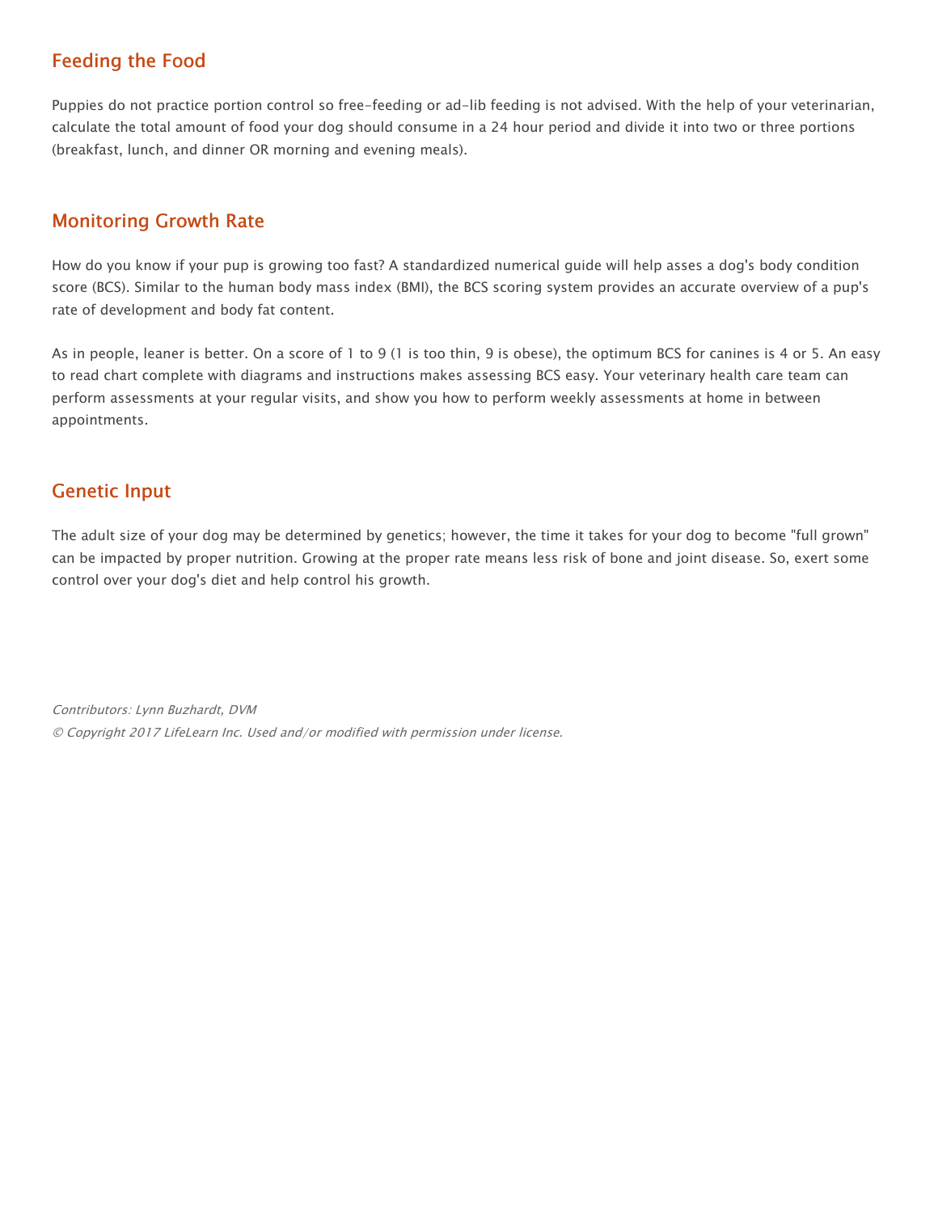## Feeding the Food

Puppies do not practice portion control so free-feeding or ad-lib feeding is not advised. With the help of your veterinarian, calculate the total amount of food your dog should consume in a 24 hour period and divide it into two or three portions (breakfast, lunch, and dinner OR morning and evening meals).

## Monitoring Growth Rate

How do you know if your pup is growing too fast? A standardized numerical guide will help asses a dog's body condition score (BCS). Similar to the human body mass index (BMI), the BCS scoring system provides an accurate overview of a pup's rate of development and body fat content.

As in people, leaner is better. On a score of 1 to 9 (1 is too thin, 9 is obese), the optimum BCS for canines is 4 or 5. An easy to read chart complete with diagrams and instructions makes assessing BCS easy. Your veterinary health care team can perform assessments at your regular visits, and show you how to perform weekly assessments at home in between appointments.

## Genetic Input

The adult size of your dog may be determined by genetics; however, the time it takes for your dog to become "full grown" can be impacted by proper nutrition. Growing at the proper rate means less risk of bone and joint disease. So, exert some control over your dog's diet and help control his growth.

*Contributors: Lynn Buzhardt, DVM*

*© Copyright 2017 LifeLearn Inc. Used and/or modified with permission under license.*